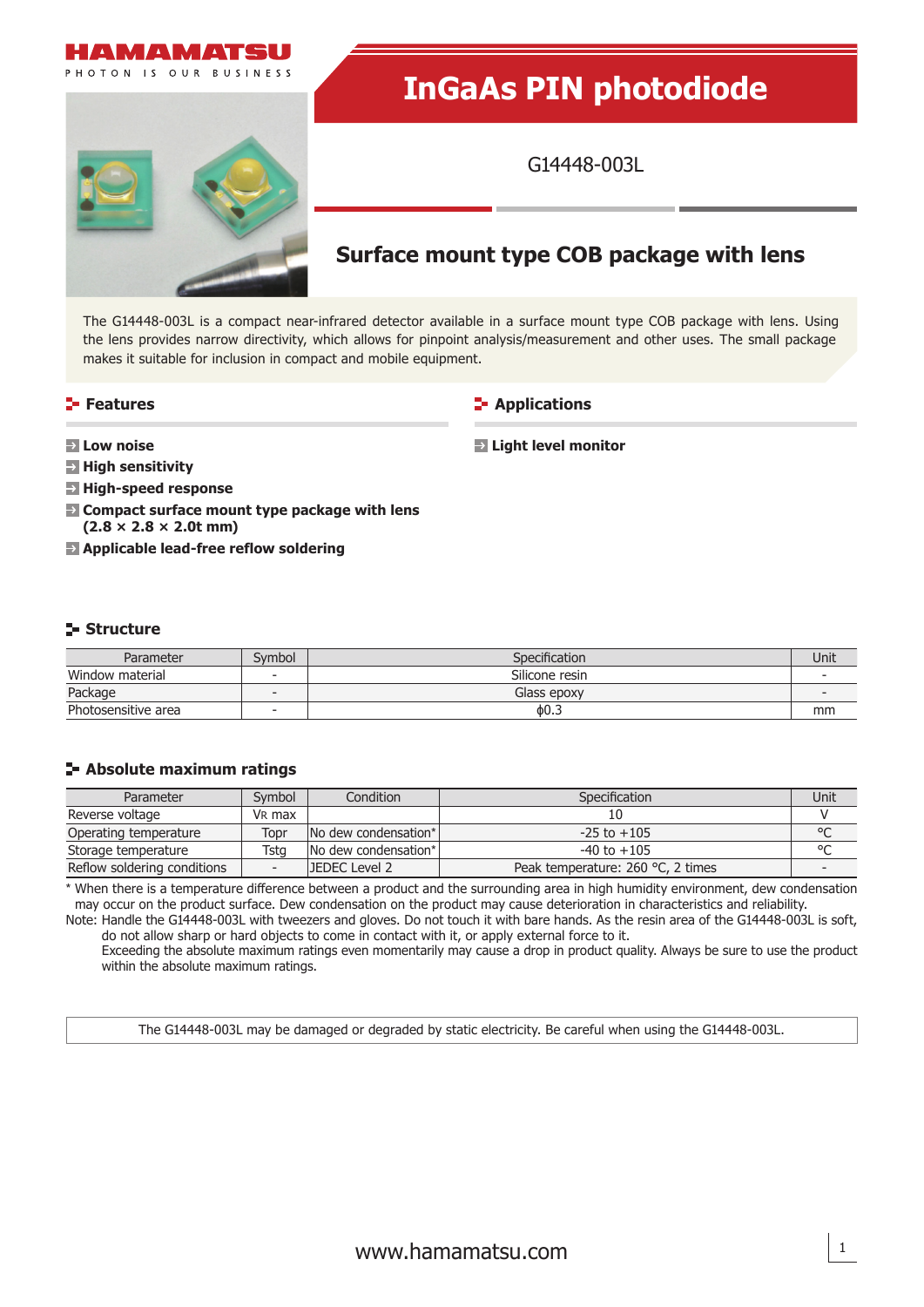HAMAMATSU

PHOTON IS OUR BUSINESS

# InGaAs PIN photodiode

G14448-003L

## Surface mount type COB package with lens

The G14448-003L is a compact near-infrared detector available in a surface mount type COB package with lens. Using the lens provides narrow directivity, which allows for pinpoint analysis/measurement and other uses. The small package makes it suitable for inclusion in compact and mobile equipment.

### Features

- **Low noise**
- **High sensitivity**
- **High-speed response**
- **Compact surface mount type package with lens (2.8 × 2.8 × 2.0t mm)**
- **Applicable lead-free reflow soldering**

### Applications

- **Light level monitor**

### Structure

| Parameter | Symbol | Specification | Unit |
|---|---|---|---|
| Window material | - | Silicone resin | - |
| Package | - | Glass epoxy | - |
| Photosensitive area | - | ϕ0.3 | mm |

### Absolute maximum ratings

| Parameter | Symbol | Condition | Specification | Unit |
|---|---|---|---|---|
| Reverse voltage | $V_R$ max | | 10 | V |
| Operating temperature | Topr | No dew condensation* | -25 to +105 | °C |
| Storage temperature | Tstg | No dew condensation* | -40 to +105 | °C |
| Reflow soldering conditions | - | JEDEC Level 2 | Peak temperature: 260 °C, 2 times | - |

\* When there is a temperature difference between a product and the surrounding area in high humidity environment, dew condensation may occur on the product surface. Dew condensation on the product may cause deterioration in characteristics and reliability.

Note: Handle the G14448-003L with tweezers and gloves. Do not touch it with bare hands. As the resin area of the G14448-003L is soft, do not allow sharp or hard objects to come in contact with it, or apply external force to it.
Exceeding the absolute maximum ratings even momentarily may cause a drop in product quality. Always be sure to use the product within the absolute maximum ratings.

The G14448-003L may be damaged or degraded by static electricity. Be careful when using the G14448-003L.

www.hamamatsu.com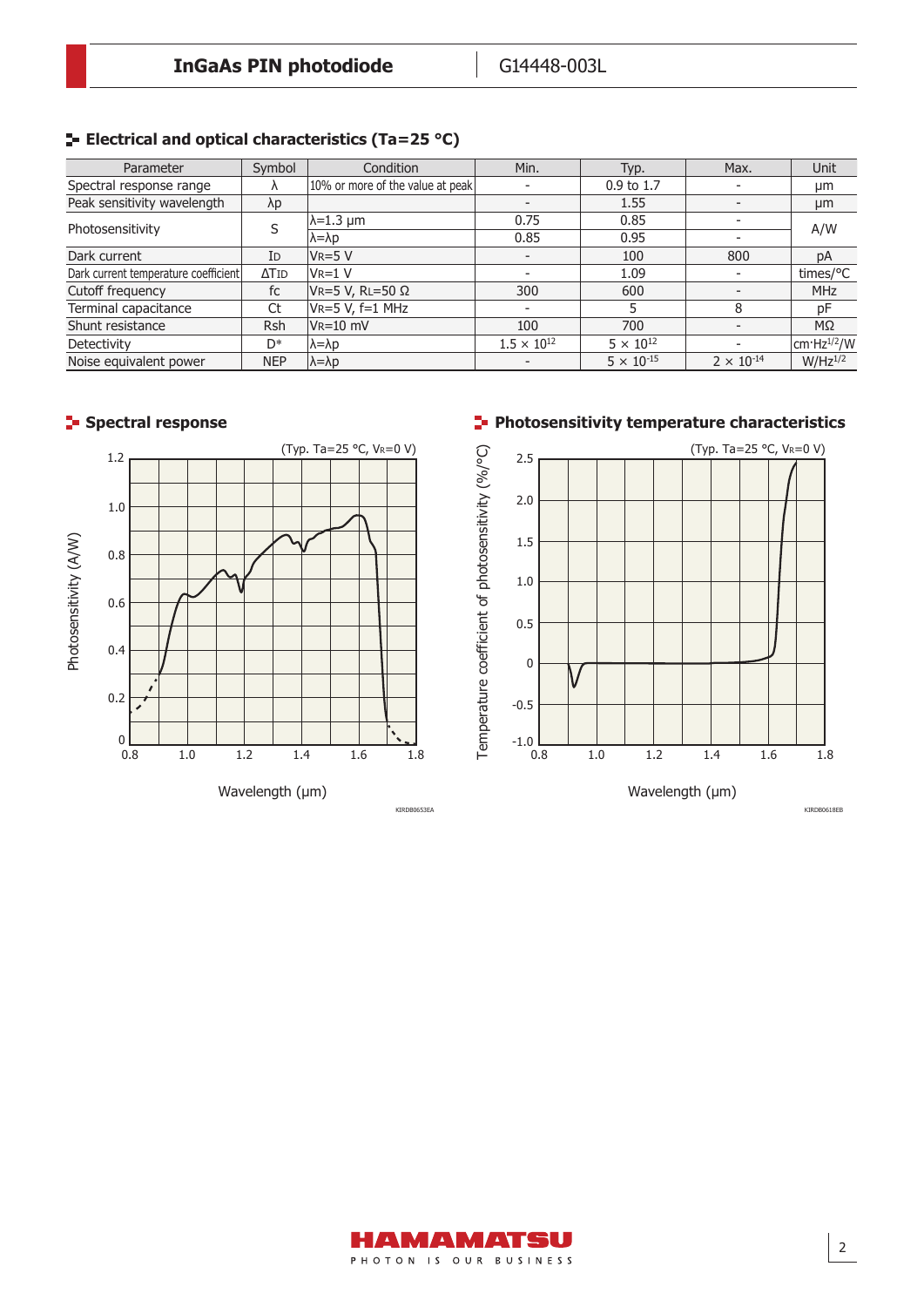## Electrical and optical characteristics (Ta=25 °C)

| Parameter | Symbol | Condition | Min. | Typ. | Max. | Unit |
|---|---|---|---|---|---|---|
| Spectral response range | λ | 10% or more of the value at peak | - | 0.9 to 1.7 | - | μm |
| Peak sensitivity wavelength | λp | | - | 1.55 | - | μm |
| Photosensitivity | S | λ=1.3 μm | 0.75 | 0.85 | - | A/W |
| | | λ=λp | 0.85 | 0.95 | - | |
| Dark current | ID | VR=5 V | - | 100 | 800 | pA |
| Dark current temperature coefficient | ΔTID | VR=1 V | - | 1.09 | - | times/°C |
| Cutoff frequency | fc | VR=5 V, RL=50 Ω | 300 | 600 | - | MHz |
| Terminal capacitance | Ct | VR=5 V, f=1 MHz | - | 5 | 8 | pF |
| Shunt resistance | Rsh | VR=10 mV | 100 | 700 | - | MΩ |
| Detectivity | D* | λ=λp | $1.5 \times 10^{12}$ | $5 \times 10^{12}$ | - | $cm \cdot Hz^{1/2}/W$ |
| Noise equivalent power | NEP | λ=λp | - | $5 \times 10^{-15}$ | $2 \times 10^{-14}$ | $W/Hz^{1/2}$ |

## Spectral response

(Typ. Ta=25 °C, VR=0 V)

KIRDB0653EA

## Photosensitivity temperature characteristics

(Typ. Ta=25 °C, VR=0 V)

KIRDB0618EB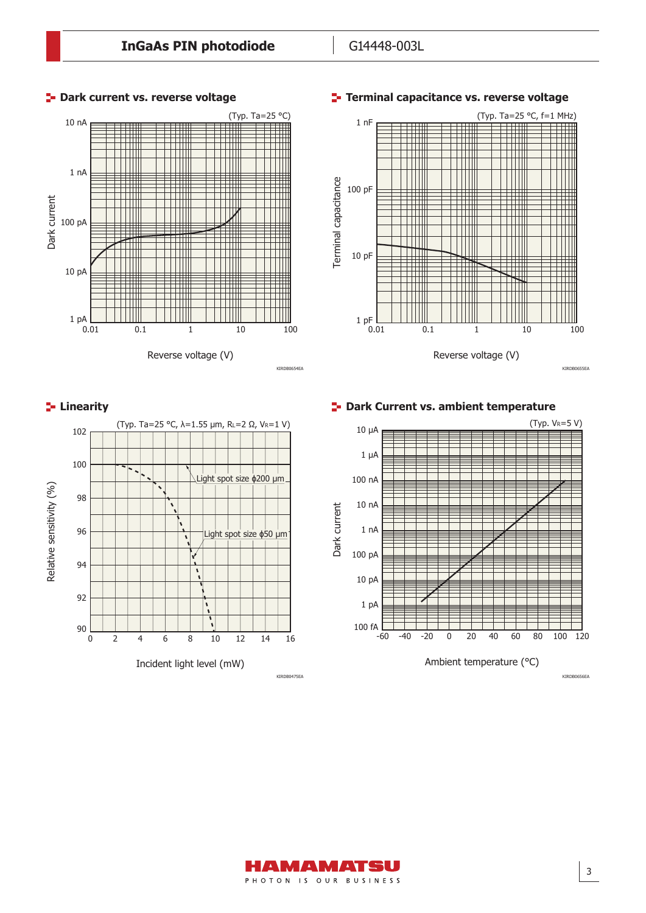## Dark current vs. reverse voltage

(Typ. Ta=25 °C)

Dark current: 1 pA, 10 pA, 100 pA, 1 nA, 10 nA

Reverse voltage (V): 0.01, 0.1, 1, 10, 100

KIRDB0654EA

## Terminal capacitance vs. reverse voltage

(Typ. Ta=25 °C, f=1 MHz)

Terminal capacitance: 1 pF, 10 pF, 100 pF, 1 nF

Reverse voltage (V): 0.01, 0.1, 1, 10, 100

KIRDB0655EA

## Linearity

(Typ. Ta=25 °C, λ=1.55 µm, $R_L$=2 Ω, $V_R$=1 V)

Relative sensitivity (%): 90, 92, 94, 96, 98, 100, 102

Light spot size ϕ200 µm

Light spot size ϕ50 µm

Incident light level (mW): 0, 2, 4, 6, 8, 10, 12, 14, 16

KIRDB0475EA

## Dark Current vs. ambient temperature

(Typ. $V_R$=5 V)

Dark current: 100 fA, 1 pA, 10 pA, 100 pA, 1 nA, 10 nA, 100 nA, 1 µA, 10 µA

Ambient temperature (°C): -60, -40, -20, 0, 20, 40, 60, 80, 100, 120

KIRDB0656EA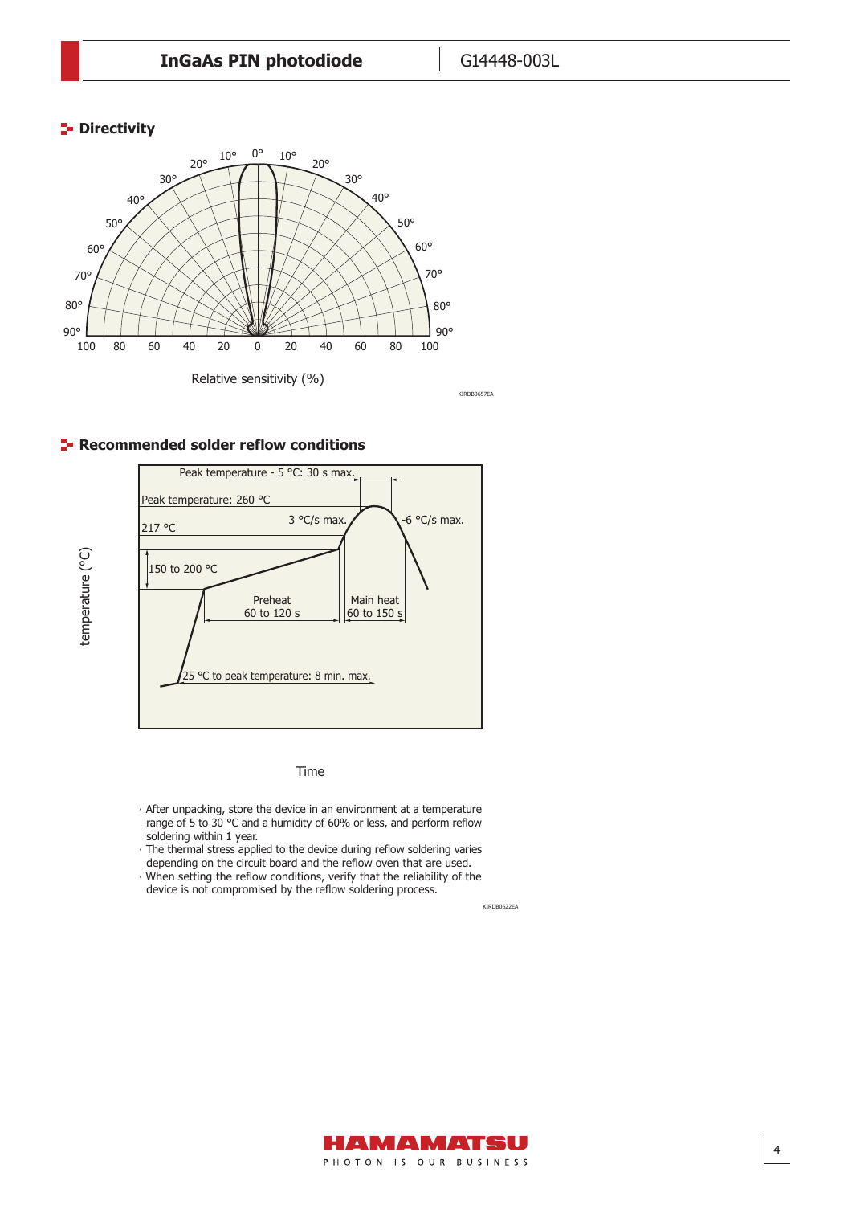## Directivity

Relative sensitivity (%)

KIRDB0657EA

## Recommended solder reflow conditions

Peak temperature - 5 °C: 30 s max.

Peak temperature: 260 °C

217 °C

3 °C/s max.

-6 °C/s max.

150 to 200 °C

Preheat 60 to 120 s

Main heat 60 to 150 s

25 °C to peak temperature: 8 min. max.

temperature (°C)

Time

- After unpacking, store the device in an environment at a temperature range of 5 to 30 °C and a humidity of 60% or less, and perform reflow soldering within 1 year.
- The thermal stress applied to the device during reflow soldering varies depending on the circuit board and the reflow oven that are used.
- When setting the reflow conditions, verify that the reliability of the device is not compromised by the reflow soldering process.

KIRDB0622EA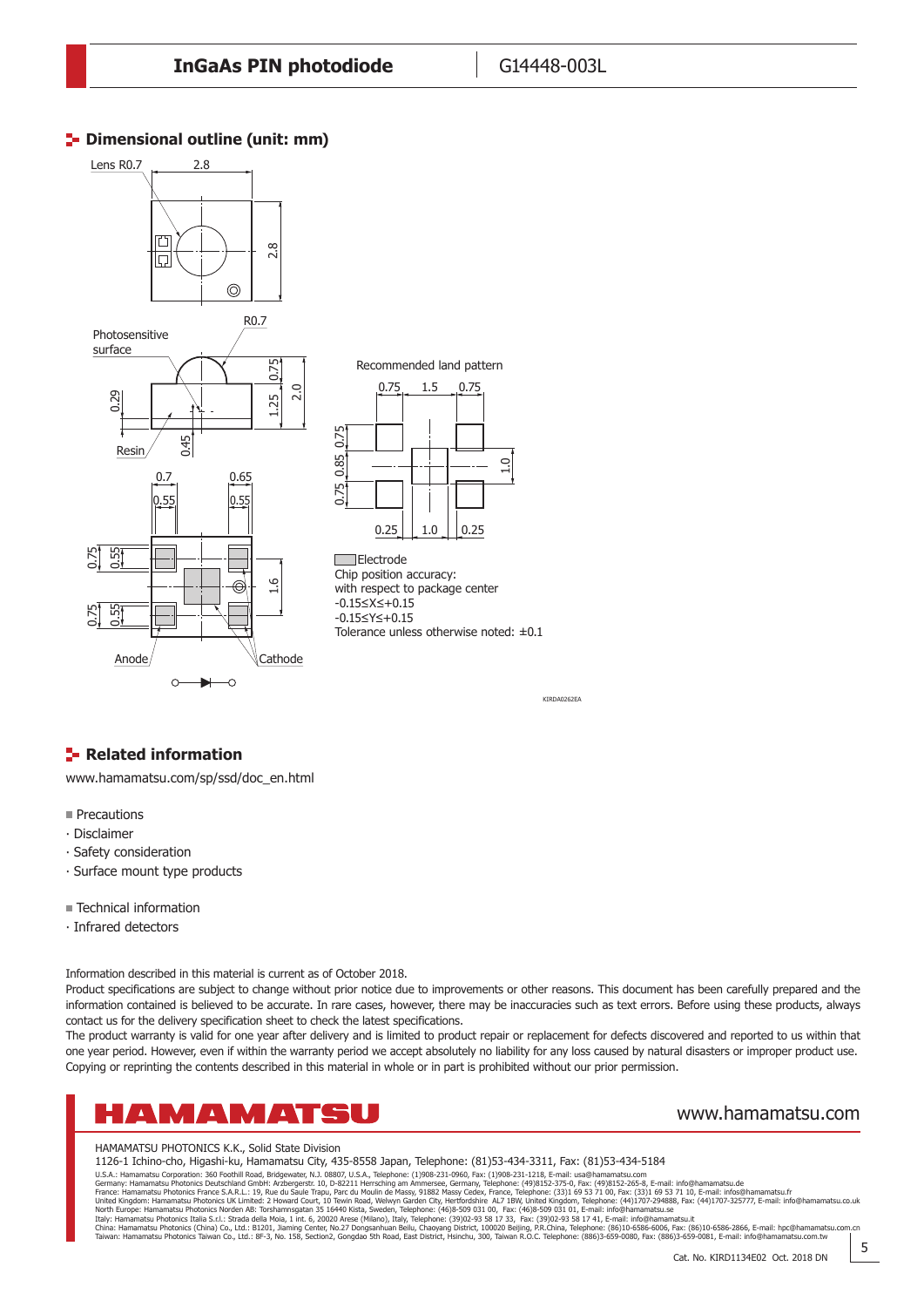## Dimensional outline (unit: mm)

Lens R0.7
2.8
2.8
R0.7
Photosensitive surface
0.75
0.29
1.25
2.0
Resin
0.45
0.7
0.65
0.55
0.55
0.75
0.55
1.6
0.75
0.55
Anode
Cathode

Recommended land pattern
0.75 1.5 0.75
0.75
0.85
0.75
1.0
0.25 1.0 0.25

Electrode
Chip position accuracy:
with respect to package center
-0.15≤X≤+0.15
-0.15≤Y≤+0.15
Tolerance unless otherwise noted: ±0.1

KIRDA0262EA

## Related information

www.hamamatsu.com/sp/ssd/doc_en.html

- Precautions
  - Disclaimer
  - Safety consideration
  - Surface mount type products
- Technical information
  - Infrared detectors

Information described in this material is current as of October 2018.

Product specifications are subject to change without prior notice due to improvements or other reasons. This document has been carefully prepared and the information contained is believed to be accurate. In rare cases, however, there may be inaccuracies such as text errors. Before using these products, always contact us for the delivery specification sheet to check the latest specifications.

The product warranty is valid for one year after delivery and is limited to product repair or replacement for defects discovered and reported to us within that one year period. However, even if within the warranty period we accept absolutely no liability for any loss caused by natural disasters or improper product use. Copying or reprinting the contents described in this material in whole or in part is prohibited without our prior permission.

**HAMAMATSU**

www.hamamatsu.com

HAMAMATSU PHOTONICS K.K., Solid State Division
1126-1 Ichino-cho, Higashi-ku, Hamamatsu City, 435-8558 Japan, Telephone: (81)53-434-3311, Fax: (81)53-434-5184
U.S.A.: Hamamatsu Corporation: 360 Foothill Road, Bridgewater, N.J. 08807, U.S.A., Telephone: (1)908-231-0960, Fax: (1)908-231-1218, E-mail: usa@hamamatsu.com
Germany: Hamamatsu Photonics Deutschland GmbH: Arzbergerstr. 10, D-82211 Herrsching am Ammersee, Germany, Telephone: (49)8152-375-0, Fax: (49)8152-265-8, E-mail: info@hamamatsu.de
France: Hamamatsu Photonics France S.A.R.L.: 19, Rue du Saule Trapu, Parc du Moulin de Massy, 91882 Massy Cedex, France, Telephone: (33)1 69 53 71 00, Fax: (33)1 69 53 71 10, E-mail: infos@hamamatsu.fr
United Kingdom: Hamamatsu Photonics UK Limited: 2 Howard Court, 10 Tewin Road, Welwyn Garden City, Hertfordshire AL7 1BW, United Kingdom, Telephone: (44)1707-294888, Fax: (44)1707-325777, E-mail: info@hamamatsu.co.uk
North Europe: Hamamatsu Photonics Norden AB: Torshamnsgatan 35 16440 Kista, Sweden, Telephone: (46)8-509 031 00, Fax: (46)8-509 031 01, E-mail: info@hamamatsu.se
Italy: Hamamatsu Photonics Italia S.r.l.: Strada della Moia, 1 int. 6, 20020 Arese (Milano), Italy, Telephone: (39)02-93 58 17 33, Fax: (39)02-93 58 17 41, E-mail: info@hamamatsu.it
China: Hamamatsu Photonics (China) Co., Ltd.: B1201, Jiaming Center, No.27 Dongsanhuan Beilu, Chaoyang District, 100020 Beijing, P.R.China, Telephone: (86)10-6586-6006, Fax: (86)10-6586-2866, E-mail: hpc@hamamatsu.com.cn
Taiwan: Hamamatsu Photonics Taiwan Co., Ltd.: 8F-3, No. 158, Section2, Gongdao 5th Road, East District, Hsinchu, 300, Taiwan R.O.C. Telephone: (886)3-659-0080, Fax: (886)3-659-0081, E-mail: info@hamamatsu.com.tw

Cat. No. KIRD1134E02 Oct. 2018 DN